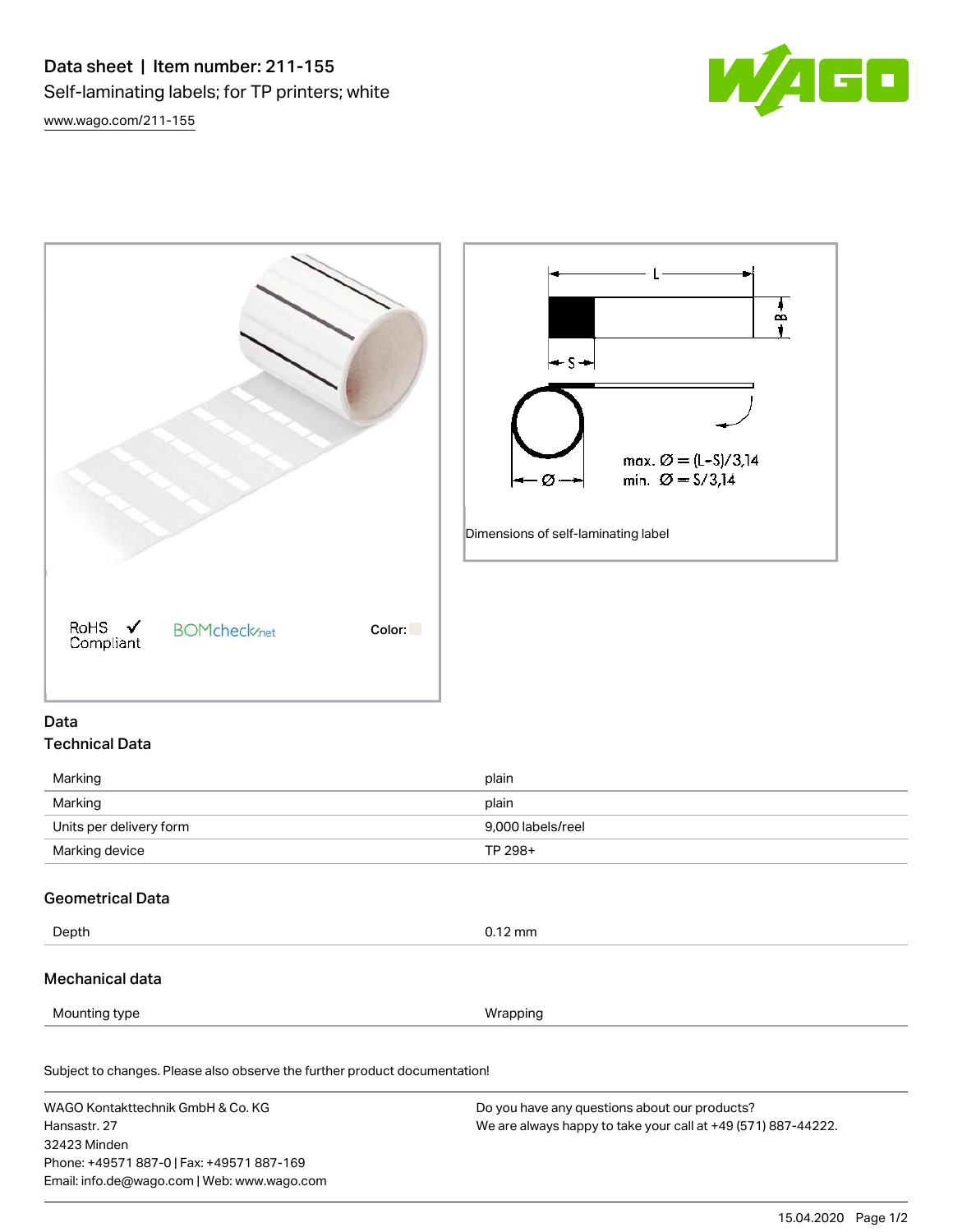# Data sheet | Item number: 211-155

Self-laminating labels; for TP printers; white

www.wago.com/211-155

max. Ø = (L-S)/3,14
min. Ø = S/3,14

Dimensions of self-laminating label

RoHS Compliant

Color:

## Data

### Technical Data

| | |
|---|---|
| Marking | plain |
| Marking | plain |
| Units per delivery form | 9,000 labels/reel |
| Marking device | TP 298+ |

### Geometrical Data

| | |
|---|---|
| Depth | 0.12 mm |

### Mechanical data

| | |
|---|---|
| Mounting type | Wrapping |

Subject to changes. Please also observe the further product documentation!

WAGO Kontakttechnik GmbH & Co. KG
Hansastr. 27
32423 Minden
Phone: +49571 887-0 | Fax: +49571 887-169
Email: info.de@wago.com | Web: www.wago.com

Do you have any questions about our products?
We are always happy to take your call at +49 (571) 887-44222.

15.04.2020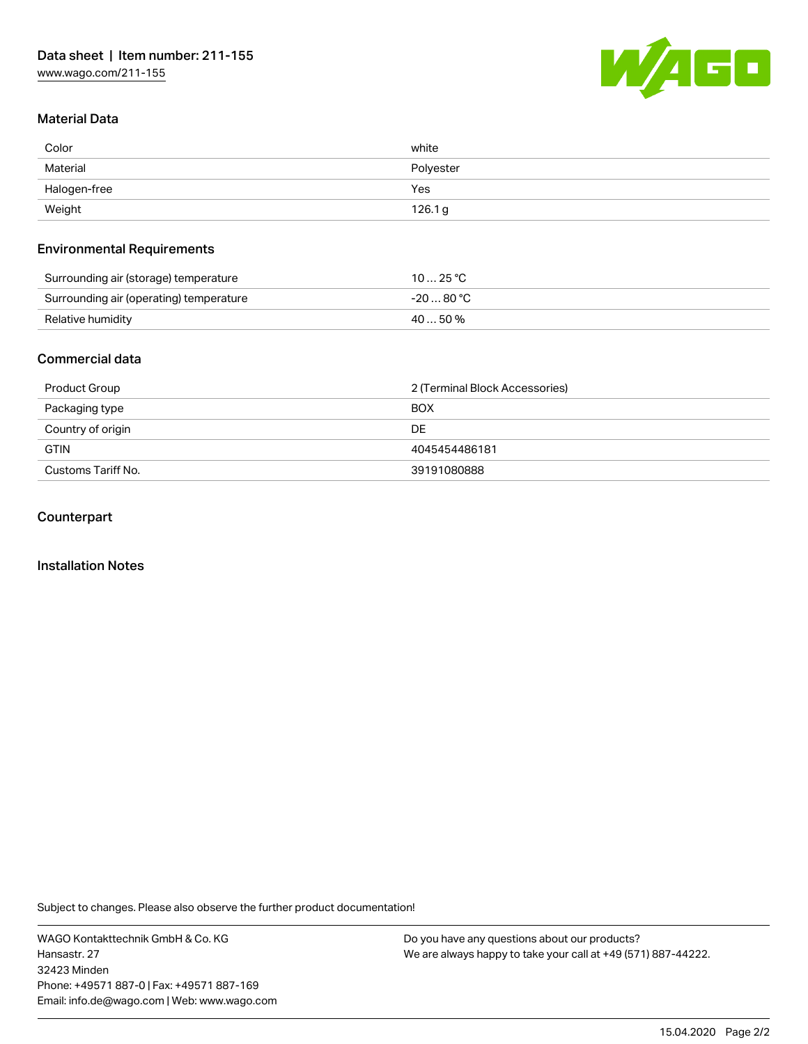Data sheet | Item number: 211-155
www.wago.com/211-155

## Material Data

| | |
|---|---|
| Color | white |
| Material | Polyester |
| Halogen-free | Yes |
| Weight | 126.1 g |

## Environmental Requirements

| | |
|---|---|
| Surrounding air (storage) temperature | 10 … 25 °C |
| Surrounding air (operating) temperature | -20 … 80 °C |
| Relative humidity | 40 … 50 % |

## Commercial data

| | |
|---|---|
| Product Group | 2 (Terminal Block Accessories) |
| Packaging type | BOX |
| Country of origin | DE |
| GTIN | 4045454486181 |
| Customs Tariff No. | 39191080888 |

## Counterpart

## Installation Notes

Subject to changes. Please also observe the further product documentation!

WAGO Kontakttechnik GmbH & Co. KG
Hansastr. 27
32423 Minden
Phone: +49571 887-0 | Fax: +49571 887-169
Email: info.de@wago.com | Web: www.wago.com

Do you have any questions about our products?
We are always happy to take your call at +49 (571) 887-44222.

15.04.2020